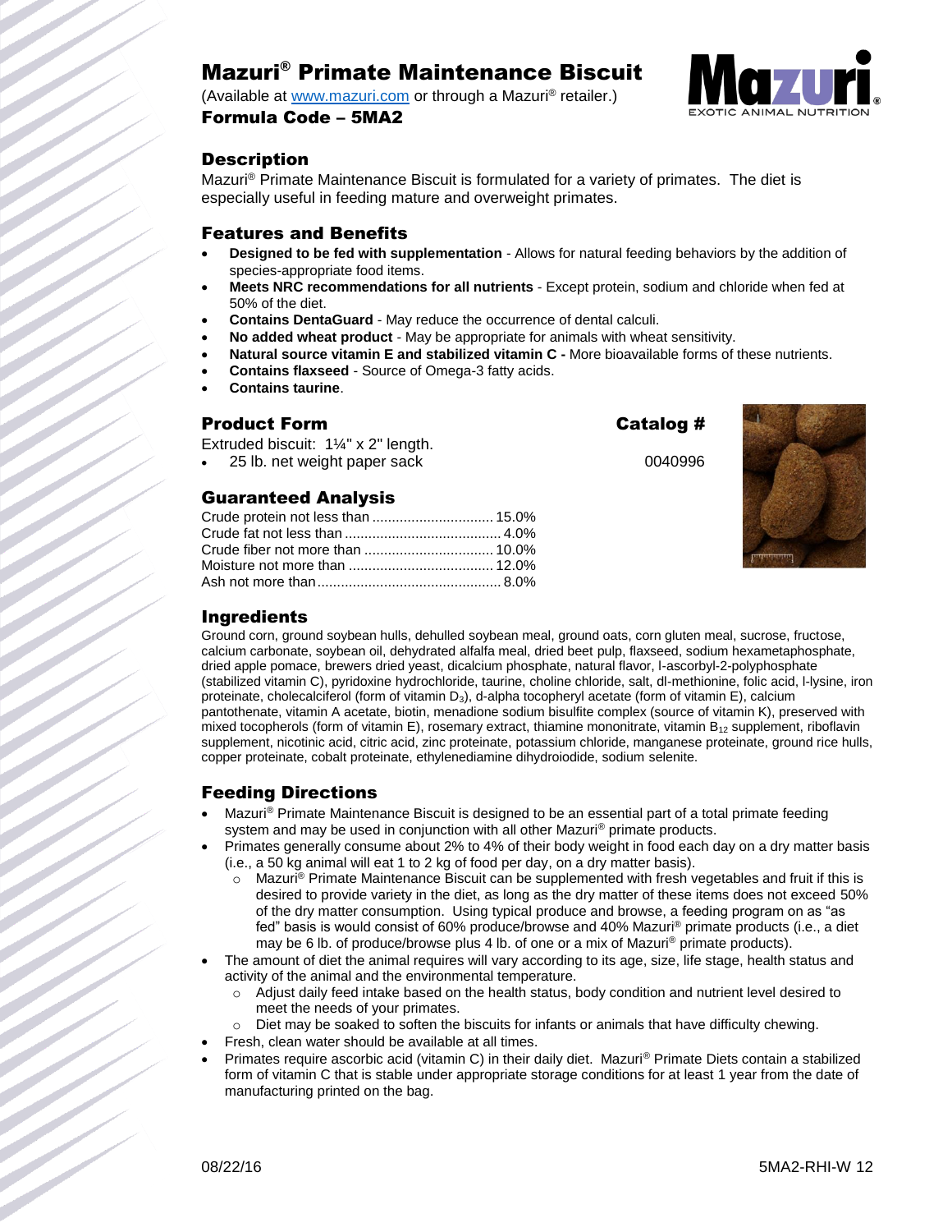# Mazuri® Primate Maintenance Biscuit

(Available at www.mazuri.com or through a Mazuri® retailer.)

**Formula Code – 5MA2**

## Description

Mazuri® Primate Maintenance Biscuit is formulated for a variety of primates. The diet is especially useful in feeding mature and overweight primates.

## Features and Benefits

- **Designed to be fed with supplementation** - Allows for natural feeding behaviors by the addition of species-appropriate food items.
- **Meets NRC recommendations for all nutrients** - Except protein, sodium and chloride when fed at 50% of the diet.
- **Contains DentaGuard** - May reduce the occurrence of dental calculi.
- **No added wheat product** - May be appropriate for animals with wheat sensitivity.
- **Natural source vitamin E and stabilized vitamin C -** More bioavailable forms of these nutrients.
- **Contains flaxseed** - Source of Omega-3 fatty acids.
- **Contains taurine**.

## Product Form

| Product Form | Catalog # |
|---|---|
| Extruded biscuit: 1¼" x 2" length. | |
| • 25 lb. net weight paper sack | 0040996 |

## Guaranteed Analysis

| | |
|---|---|
| Crude protein not less than | 15.0% |
| Crude fat not less than | 4.0% |
| Crude fiber not more than | 10.0% |
| Moisture not more than | 12.0% |
| Ash not more than | 8.0% |

## Ingredients

Ground corn, ground soybean hulls, dehulled soybean meal, ground oats, corn gluten meal, sucrose, fructose, calcium carbonate, soybean oil, dehydrated alfalfa meal, dried beet pulp, flaxseed, sodium hexametaphosphate, dried apple pomace, brewers dried yeast, dicalcium phosphate, natural flavor, l-ascorbyl-2-polyphosphate (stabilized vitamin C), pyridoxine hydrochloride, taurine, choline chloride, salt, dl-methionine, folic acid, l-lysine, iron proteinate, cholecalciferol (form of vitamin $D_3$), d-alpha tocopheryl acetate (form of vitamin E), calcium pantothenate, vitamin A acetate, biotin, menadione sodium bisulfite complex (source of vitamin K), preserved with mixed tocopherols (form of vitamin E), rosemary extract, thiamine mononitrate, vitamin $B_{12}$ supplement, riboflavin supplement, nicotinic acid, citric acid, zinc proteinate, potassium chloride, manganese proteinate, ground rice hulls, copper proteinate, cobalt proteinate, ethylenediamine dihydroiodide, sodium selenite.

## Feeding Directions

- Mazuri® Primate Maintenance Biscuit is designed to be an essential part of a total primate feeding system and may be used in conjunction with all other Mazuri® primate products.
- Primates generally consume about 2% to 4% of their body weight in food each day on a dry matter basis (i.e., a 50 kg animal will eat 1 to 2 kg of food per day, on a dry matter basis).
  - Mazuri® Primate Maintenance Biscuit can be supplemented with fresh vegetables and fruit if this is desired to provide variety in the diet, as long as the dry matter of these items does not exceed 50% of the dry matter consumption. Using typical produce and browse, a feeding program on as "as fed" basis is would consist of 60% produce/browse and 40% Mazuri® primate products (i.e., a diet may be 6 lb. of produce/browse plus 4 lb. of one or a mix of Mazuri® primate products).
- The amount of diet the animal requires will vary according to its age, size, life stage, health status and activity of the animal and the environmental temperature.
  - Adjust daily feed intake based on the health status, body condition and nutrient level desired to meet the needs of your primates.
  - Diet may be soaked to soften the biscuits for infants or animals that have difficulty chewing.
- Fresh, clean water should be available at all times.
- Primates require ascorbic acid (vitamin C) in their daily diet. Mazuri® Primate Diets contain a stabilized form of vitamin C that is stable under appropriate storage conditions for at least 1 year from the date of manufacturing printed on the bag.

08/22/16 5MA2-RHI-W 12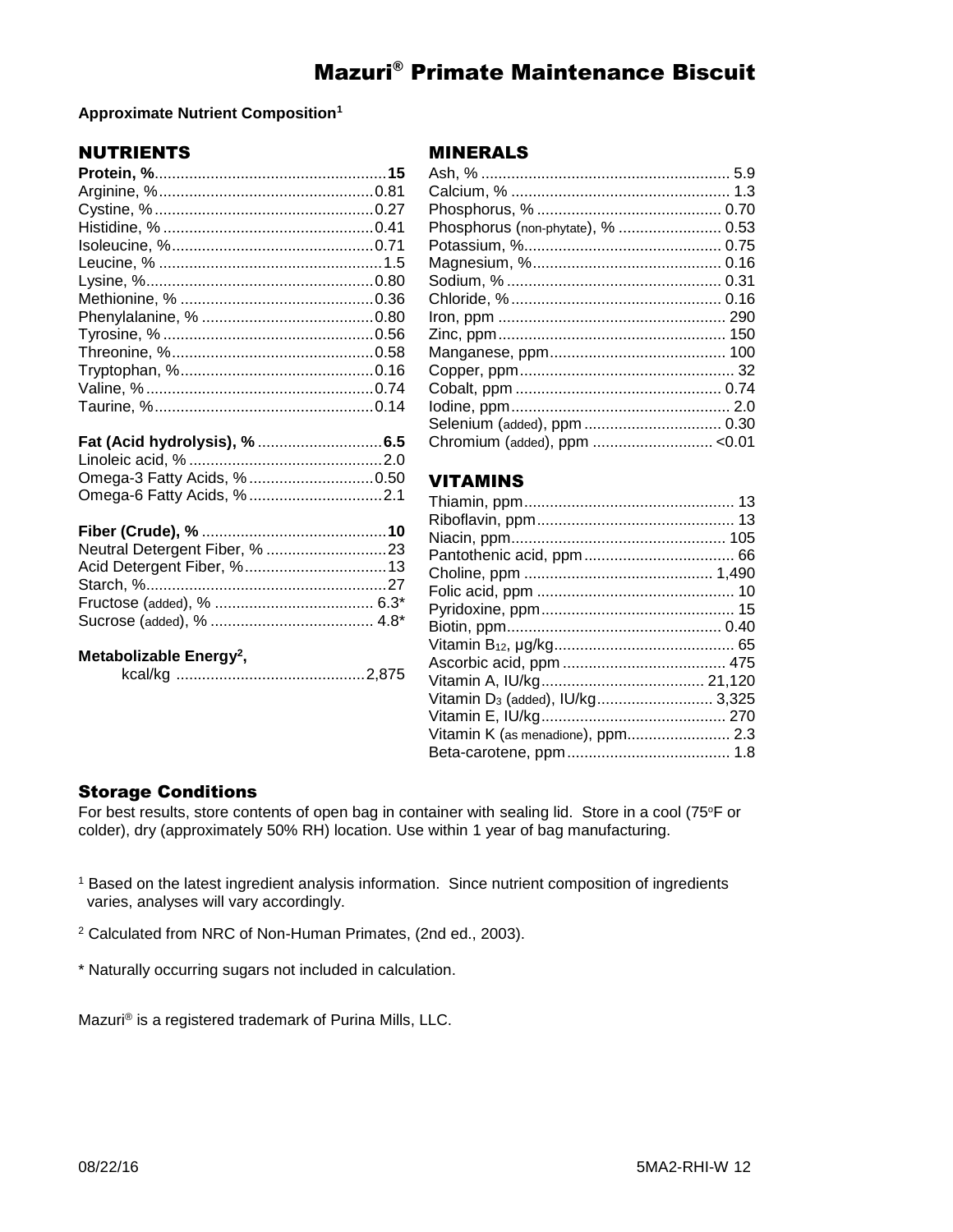# Mazuri® Primate Maintenance Biscuit

**Approximate Nutrient Composition**[1]

## NUTRIENTS

| | |
|---|---|
| **Protein, %** | **15** |
| Arginine, % | 0.81 |
| Cystine, % | 0.27 |
| Histidine, % | 0.41 |
| Isoleucine, % | 0.71 |
| Leucine, % | 1.5 |
| Lysine, % | 0.80 |
| Methionine, % | 0.36 |
| Phenylalanine, % | 0.80 |
| Tyrosine, % | 0.56 |
| Threonine, % | 0.58 |
| Tryptophan, % | 0.16 |
| Valine, % | 0.74 |
| Taurine, % | 0.14 |
| **Fat (Acid hydrolysis), %** | **6.5** |
| Linoleic acid, % | 2.0 |
| Omega-3 Fatty Acids, % | 0.50 |
| Omega-6 Fatty Acids, % | 2.1 |
| **Fiber (Crude), %** | **10** |
| Neutral Detergent Fiber, % | 23 |
| Acid Detergent Fiber, % | 13 |
| Starch, % | 27 |
| Fructose (added), % | 6.3* |
| Sucrose (added), % | 4.8* |
| **Metabolizable Energy**[2]**, kcal/kg** | 2,875 |

## MINERALS

| | |
|---|---|
| Ash, % | 5.9 |
| Calcium, % | 1.3 |
| Phosphorus, % | 0.70 |
| Phosphorus (non-phytate), % | 0.53 |
| Potassium, % | 0.75 |
| Magnesium, % | 0.16 |
| Sodium, % | 0.31 |
| Chloride, % | 0.16 |
| Iron, ppm | 290 |
| Zinc, ppm | 150 |
| Manganese, ppm | 100 |
| Copper, ppm | 32 |
| Cobalt, ppm | 0.74 |
| Iodine, ppm | 2.0 |
| Selenium (added), ppm | 0.30 |
| Chromium (added), ppm | <0.01 |

## VITAMINS

| | |
|---|---|
| Thiamin, ppm | 13 |
| Riboflavin, ppm | 13 |
| Niacin, ppm | 105 |
| Pantothenic acid, ppm | 66 |
| Choline, ppm | 1,490 |
| Folic acid, ppm | 10 |
| Pyridoxine, ppm | 15 |
| Biotin, ppm | 0.40 |
| Vitamin $B_{12}$, µg/kg | 65 |
| Ascorbic acid, ppm | 475 |
| Vitamin A, IU/kg | 21,120 |
| Vitamin $D_3$ (added), IU/kg | 3,325 |
| Vitamin E, IU/kg | 270 |
| Vitamin K (as menadione), ppm | 2.3 |
| Beta-carotene, ppm | 1.8 |

## Storage Conditions

For best results, store contents of open bag in container with sealing lid. Store in a cool (75°F or colder), dry (approximately 50% RH) location. Use within 1 year of bag manufacturing.

[1] Based on the latest ingredient analysis information. Since nutrient composition of ingredients varies, analyses will vary accordingly.

[2] Calculated from NRC of Non-Human Primates, (2nd ed., 2003).

\* Naturally occurring sugars not included in calculation.

Mazuri® is a registered trademark of Purina Mills, LLC.

08/22/16 5MA2-RHI-W 12